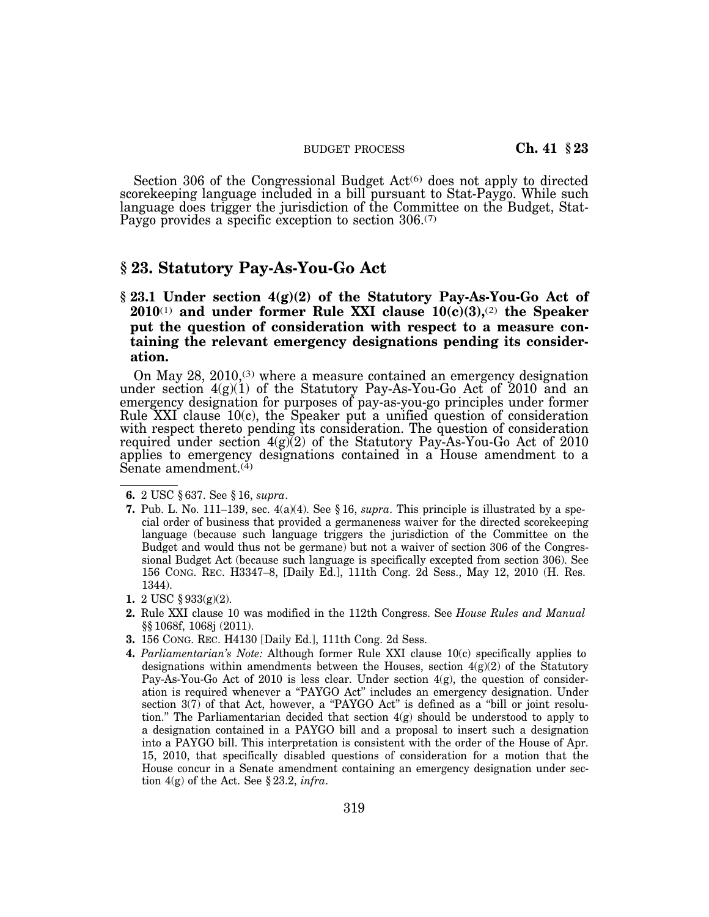Section 306 of the Congressional Budget Act[6] does not apply to directed scorekeeping language included in a bill pursuant to Stat-Paygo. While such language does trigger the jurisdiction of the Committee on the Budget, Stat-Paygo provides a specific exception to section 306.[7]

## § 23. Statutory Pay-As-You-Go Act

### § 23.1 Under section 4(g)(2) of the Statutory Pay-As-You-Go Act of 2010[1] and under former Rule XXI clause 10(c)(3),[2] the Speaker put the question of consideration with respect to a measure containing the relevant emergency designations pending its consideration.

On May 28, 2010,[3] where a measure contained an emergency designation under section 4(g)(1) of the Statutory Pay-As-You-Go Act of 2010 and an emergency designation for purposes of pay-as-you-go principles under former Rule XXI clause 10(c), the Speaker put a unified question of consideration with respect thereto pending its consideration. The question of consideration required under section 4(g)(2) of the Statutory Pay-As-You-Go Act of 2010 applies to emergency designations contained in a House amendment to a Senate amendment.[4]

---

**6.** 2 USC § 637. See § 16, *supra*.

**7.** Pub. L. No. 111–139, sec. 4(a)(4). See § 16, *supra*. This principle is illustrated by a special order of business that provided a germaneness waiver for the directed scorekeeping language (because such language triggers the jurisdiction of the Committee on the Budget and would thus not be germane) but not a waiver of section 306 of the Congressional Budget Act (because such language is specifically excepted from section 306). See 156 CONG. REC. H3347–8, [Daily Ed.], 111th Cong. 2d Sess., May 12, 2010 (H. Res. 1344).

**1.** 2 USC § 933(g)(2).

**2.** Rule XXI clause 10 was modified in the 112th Congress. See *House Rules and Manual* §§ 1068f, 1068j (2011).

**3.** 156 CONG. REC. H4130 [Daily Ed.], 111th Cong. 2d Sess.

**4.** *Parliamentarian's Note:* Although former Rule XXI clause 10(c) specifically applies to designations within amendments between the Houses, section 4(g)(2) of the Statutory Pay-As-You-Go Act of 2010 is less clear. Under section 4(g), the question of consideration is required whenever a "PAYGO Act" includes an emergency designation. Under section 3(7) of that Act, however, a "PAYGO Act" is defined as a "bill or joint resolution." The Parliamentarian decided that section 4(g) should be understood to apply to a designation contained in a PAYGO bill and a proposal to insert such a designation into a PAYGO bill. This interpretation is consistent with the order of the House of Apr. 15, 2010, that specifically disabled questions of consideration for a motion that the House concur in a Senate amendment containing an emergency designation under section 4(g) of the Act. See § 23.2, *infra*.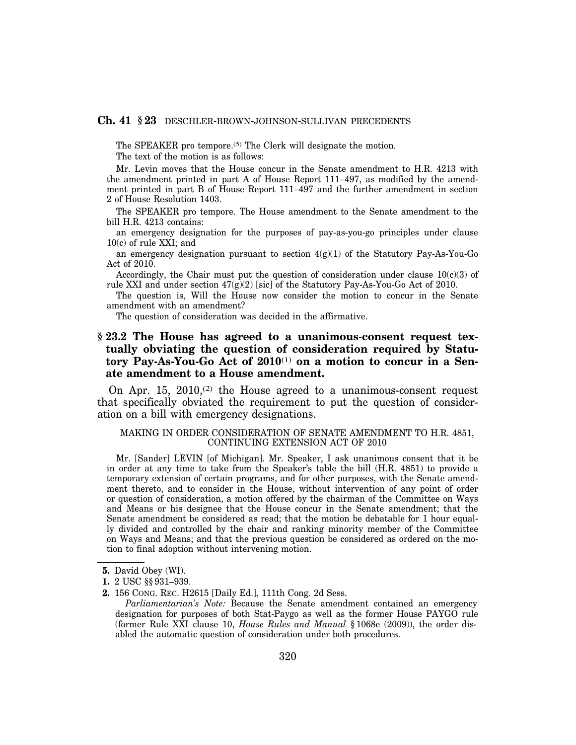The SPEAKER pro tempore.[5] The Clerk will designate the motion.

The text of the motion is as follows:

Mr. Levin moves that the House concur in the Senate amendment to H.R. 4213 with the amendment printed in part A of House Report 111–497, as modified by the amendment printed in part B of House Report 111–497 and the further amendment in section 2 of House Resolution 1403.

The SPEAKER pro tempore. The House amendment to the Senate amendment to the bill H.R. 4213 contains:

an emergency designation for the purposes of pay-as-you-go principles under clause 10(c) of rule XXI; and

an emergency designation pursuant to section 4(g)(1) of the Statutory Pay-As-You-Go Act of 2010.

Accordingly, the Chair must put the question of consideration under clause 10(c)(3) of rule XXI and under section 47(g)(2) [sic] of the Statutory Pay-As-You-Go Act of 2010.

The question is, Will the House now consider the motion to concur in the Senate amendment with an amendment?

The question of consideration was decided in the affirmative.

### § 23.2 The House has agreed to a unanimous-consent request textually obviating the question of consideration required by Statutory Pay-As-You-Go Act of 2010[1] on a motion to concur in a Senate amendment to a House amendment.

On Apr. 15, 2010,[2] the House agreed to a unanimous-consent request that specifically obviated the requirement to put the question of consideration on a bill with emergency designations.

MAKING IN ORDER CONSIDERATION OF SENATE AMENDMENT TO H.R. 4851, CONTINUING EXTENSION ACT OF 2010

Mr. [Sander] LEVIN [of Michigan]. Mr. Speaker, I ask unanimous consent that it be in order at any time to take from the Speaker's table the bill (H.R. 4851) to provide a temporary extension of certain programs, and for other purposes, with the Senate amendment thereto, and to consider in the House, without intervention of any point of order or question of consideration, a motion offered by the chairman of the Committee on Ways and Means or his designee that the House concur in the Senate amendment; that the Senate amendment be considered as read; that the motion be debatable for 1 hour equally divided and controlled by the chair and ranking minority member of the Committee on Ways and Means; and that the previous question be considered as ordered on the motion to final adoption without intervening motion.

---

**5.** David Obey (WI).

**1.** 2 USC §§ 931–939.

**2.** 156 CONG. REC. H2615 [Daily Ed.], 111th Cong. 2d Sess.

*Parliamentarian's Note:* Because the Senate amendment contained an emergency designation for purposes of both Stat-Paygo as well as the former House PAYGO rule (former Rule XXI clause 10, *House Rules and Manual* § 1068e (2009)), the order disabled the automatic question of consideration under both procedures.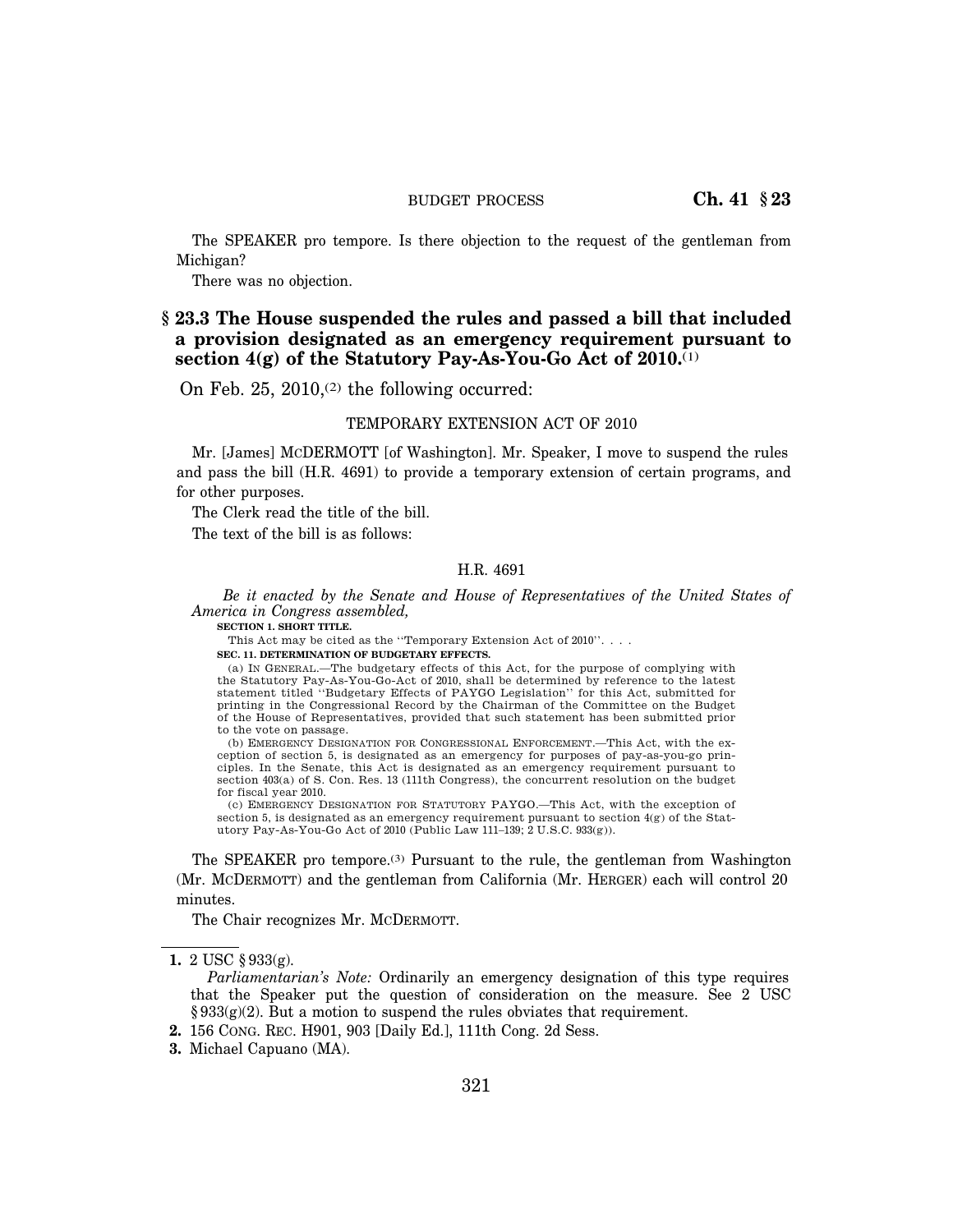The SPEAKER pro tempore. Is there objection to the request of the gentleman from Michigan?

There was no objection.

### § 23.3 The House suspended the rules and passed a bill that included a provision designated as an emergency requirement pursuant to section 4(g) of the Statutory Pay-As-You-Go Act of 2010.[1]

On Feb. 25, 2010,[2] the following occurred:

TEMPORARY EXTENSION ACT OF 2010

Mr. [James] MCDERMOTT [of Washington]. Mr. Speaker, I move to suspend the rules and pass the bill (H.R. 4691) to provide a temporary extension of certain programs, and for other purposes.

The Clerk read the title of the bill.

The text of the bill is as follows:

H.R. 4691

*Be it enacted by the Senate and House of Representatives of the United States of America in Congress assembled,*

**SECTION 1. SHORT TITLE.**

This Act may be cited as the ''Temporary Extension Act of 2010''. . . .

**SEC. 11. DETERMINATION OF BUDGETARY EFFECTS.**

(a) IN GENERAL.—The budgetary effects of this Act, for the purpose of complying with the Statutory Pay-As-You-Go-Act of 2010, shall be determined by reference to the latest statement titled ''Budgetary Effects of PAYGO Legislation'' for this Act, submitted for printing in the Congressional Record by the Chairman of the Committee on the Budget of the House of Representatives, provided that such statement has been submitted prior to the vote on passage.

(b) EMERGENCY DESIGNATION FOR CONGRESSIONAL ENFORCEMENT.—This Act, with the exception of section 5, is designated as an emergency for purposes of pay-as-you-go principles. In the Senate, this Act is designated as an emergency requirement pursuant to section 403(a) of S. Con. Res. 13 (111th Congress), the concurrent resolution on the budget for fiscal year 2010.

(c) EMERGENCY DESIGNATION FOR STATUTORY PAYGO.—This Act, with the exception of section 5, is designated as an emergency requirement pursuant to section 4(g) of the Statutory Pay-As-You-Go Act of 2010 (Public Law 111–139; 2 U.S.C. 933(g)).

The SPEAKER pro tempore.[3] Pursuant to the rule, the gentleman from Washington (Mr. MCDERMOTT) and the gentleman from California (Mr. HERGER) each will control 20 minutes.

The Chair recognizes Mr. MCDERMOTT.

---

**1.** 2 USC § 933(g).

*Parliamentarian's Note:* Ordinarily an emergency designation of this type requires that the Speaker put the question of consideration on the measure. See 2 USC § 933(g)(2). But a motion to suspend the rules obviates that requirement.

**2.** 156 CONG. REC. H901, 903 [Daily Ed.], 111th Cong. 2d Sess.

**3.** Michael Capuano (MA).